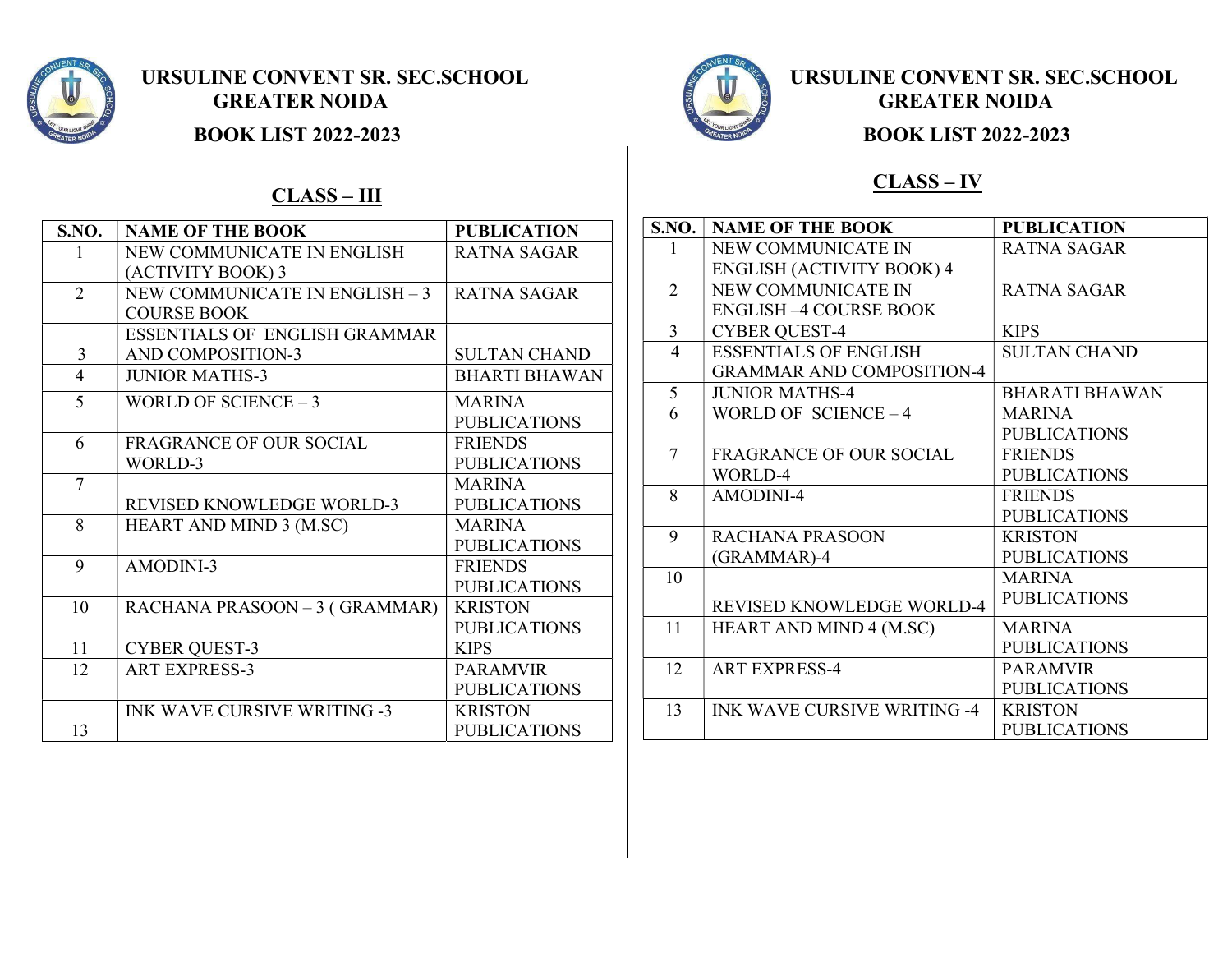# URSULINE CONVENT SR. SEC.SCHOOL
## GREATER NOIDA
## BOOK LIST 2022-2023

### CLASS – III

| S.NO. | NAME OF THE BOOK | PUBLICATION |
|---|---|---|
| 1 | NEW COMMUNICATE IN ENGLISH (ACTIVITY BOOK) 3 | RATNA SAGAR |
| 2 | NEW COMMUNICATE IN ENGLISH – 3 COURSE BOOK | RATNA SAGAR |
| 3 | ESSENTIALS OF ENGLISH GRAMMAR AND COMPOSITION-3 | SULTAN CHAND |
| 4 | JUNIOR MATHS-3 | BHARTI BHAWAN |
| 5 | WORLD OF SCIENCE – 3 | MARINA PUBLICATIONS |
| 6 | FRAGRANCE OF OUR SOCIAL WORLD-3 | FRIENDS PUBLICATIONS |
| 7 | REVISED KNOWLEDGE WORLD-3 | MARINA PUBLICATIONS |
| 8 | HEART AND MIND 3 (M.SC) | MARINA PUBLICATIONS |
| 9 | AMODINI-3 | FRIENDS PUBLICATIONS |
| 10 | RACHANA PRASOON – 3 ( GRAMMAR) | KRISTON PUBLICATIONS |
| 11 | CYBER QUEST-3 | KIPS |
| 12 | ART EXPRESS-3 | PARAMVIR PUBLICATIONS |
| 13 | INK WAVE CURSIVE WRITING -3 | KRISTON PUBLICATIONS |

# URSULINE CONVENT SR. SEC.SCHOOL
## GREATER NOIDA
## BOOK LIST 2022-2023

### CLASS – IV

| S.NO. | NAME OF THE BOOK | PUBLICATION |
|---|---|---|
| 1 | NEW COMMUNICATE IN ENGLISH (ACTIVITY BOOK) 4 | RATNA SAGAR |
| 2 | NEW COMMUNICATE IN ENGLISH –4 COURSE BOOK | RATNA SAGAR |
| 3 | CYBER QUEST-4 | KIPS |
| 4 | ESSENTIALS OF ENGLISH GRAMMAR AND COMPOSITION-4 | SULTAN CHAND |
| 5 | JUNIOR MATHS-4 | BHARATI BHAWAN |
| 6 | WORLD OF SCIENCE – 4 | MARINA PUBLICATIONS |
| 7 | FRAGRANCE OF OUR SOCIAL WORLD-4 | FRIENDS PUBLICATIONS |
| 8 | AMODINI-4 | FRIENDS PUBLICATIONS |
| 9 | RACHANA PRASOON (GRAMMAR)-4 | KRISTON PUBLICATIONS |
| 10 | REVISED KNOWLEDGE WORLD-4 | MARINA PUBLICATIONS |
| 11 | HEART AND MIND 4 (M.SC) | MARINA PUBLICATIONS |
| 12 | ART EXPRESS-4 | PARAMVIR PUBLICATIONS |
| 13 | INK WAVE CURSIVE WRITING -4 | KRISTON PUBLICATIONS |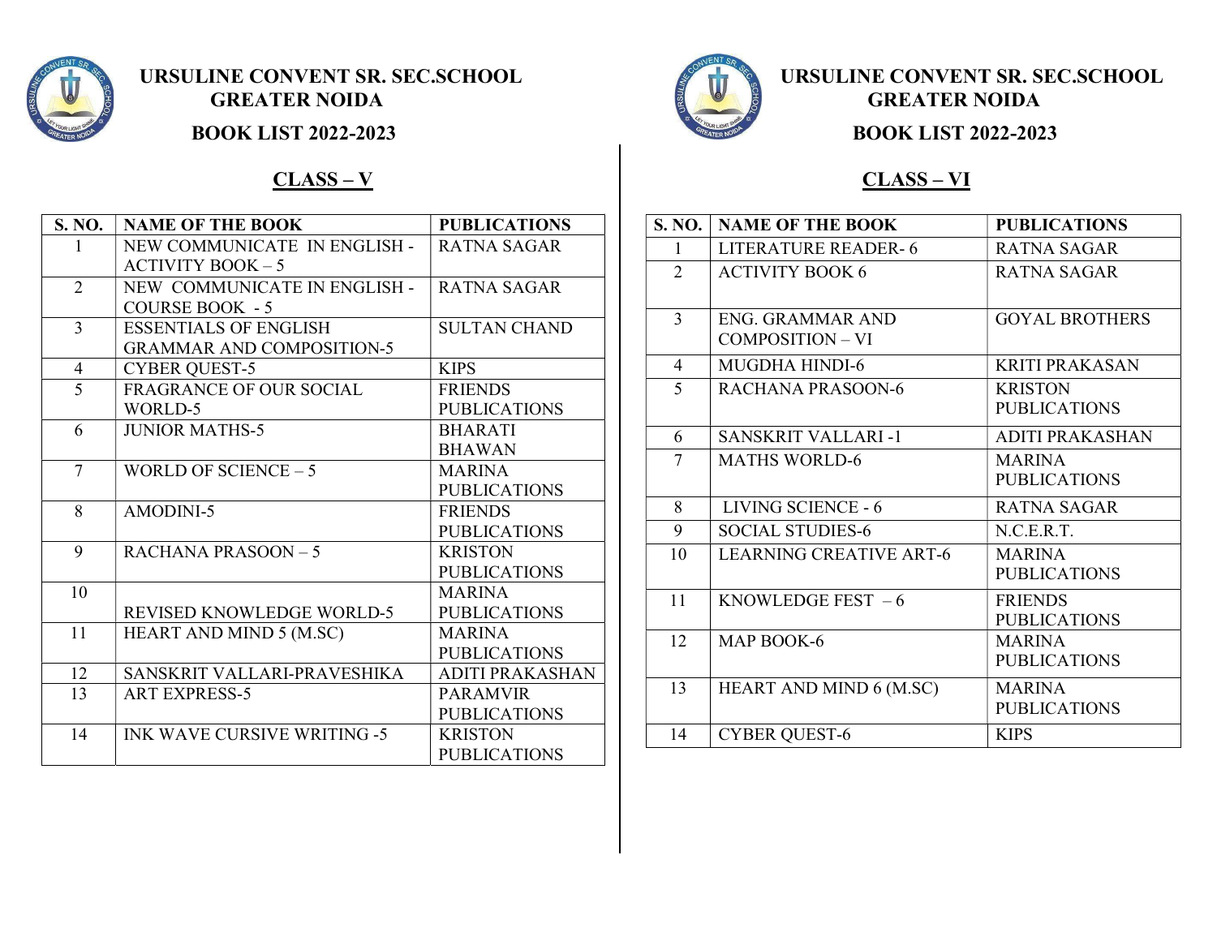# URSULINE CONVENT SR. SEC.SCHOOL
## GREATER NOIDA

### BOOK LIST 2022-2023

### CLASS – V

| S. NO. | NAME OF THE BOOK | PUBLICATIONS |
|---|---|---|
| 1 | NEW COMMUNICATE IN ENGLISH - ACTIVITY BOOK – 5 | RATNA SAGAR |
| 2 | NEW COMMUNICATE IN ENGLISH - COURSE BOOK - 5 | RATNA SAGAR |
| 3 | ESSENTIALS OF ENGLISH GRAMMAR AND COMPOSITION-5 | SULTAN CHAND |
| 4 | CYBER QUEST-5 | KIPS |
| 5 | FRAGRANCE OF OUR SOCIAL WORLD-5 | FRIENDS PUBLICATIONS |
| 6 | JUNIOR MATHS-5 | BHARATI BHAWAN |
| 7 | WORLD OF SCIENCE – 5 | MARINA PUBLICATIONS |
| 8 | AMODINI-5 | FRIENDS PUBLICATIONS |
| 9 | RACHANA PRASOON – 5 | KRISTON PUBLICATIONS |
| 10 | REVISED KNOWLEDGE WORLD-5 | MARINA PUBLICATIONS |
| 11 | HEART AND MIND 5 (M.SC) | MARINA PUBLICATIONS |
| 12 | SANSKRIT VALLARI-PRAVESHIKA | ADITI PRAKASHAN |
| 13 | ART EXPRESS-5 | PARAMVIR PUBLICATIONS |
| 14 | INK WAVE CURSIVE WRITING -5 | KRISTON PUBLICATIONS |

# URSULINE CONVENT SR. SEC.SCHOOL
## GREATER NOIDA

### BOOK LIST 2022-2023

### CLASS – VI

| S. NO. | NAME OF THE BOOK | PUBLICATIONS |
|---|---|---|
| 1 | LITERATURE READER- 6 | RATNA SAGAR |
| 2 | ACTIVITY BOOK 6 | RATNA SAGAR |
| 3 | ENG. GRAMMAR AND COMPOSITION – VI | GOYAL BROTHERS |
| 4 | MUGDHA HINDI-6 | KRITI PRAKASAN |
| 5 | RACHANA PRASOON-6 | KRISTON PUBLICATIONS |
| 6 | SANSKRIT VALLARI -1 | ADITI PRAKASHAN |
| 7 | MATHS WORLD-6 | MARINA PUBLICATIONS |
| 8 | LIVING SCIENCE - 6 | RATNA SAGAR |
| 9 | SOCIAL STUDIES-6 | N.C.E.R.T. |
| 10 | LEARNING CREATIVE ART-6 | MARINA PUBLICATIONS |
| 11 | KNOWLEDGE FEST – 6 | FRIENDS PUBLICATIONS |
| 12 | MAP BOOK-6 | MARINA PUBLICATIONS |
| 13 | HEART AND MIND 6 (M.SC) | MARINA PUBLICATIONS |
| 14 | CYBER QUEST-6 | KIPS |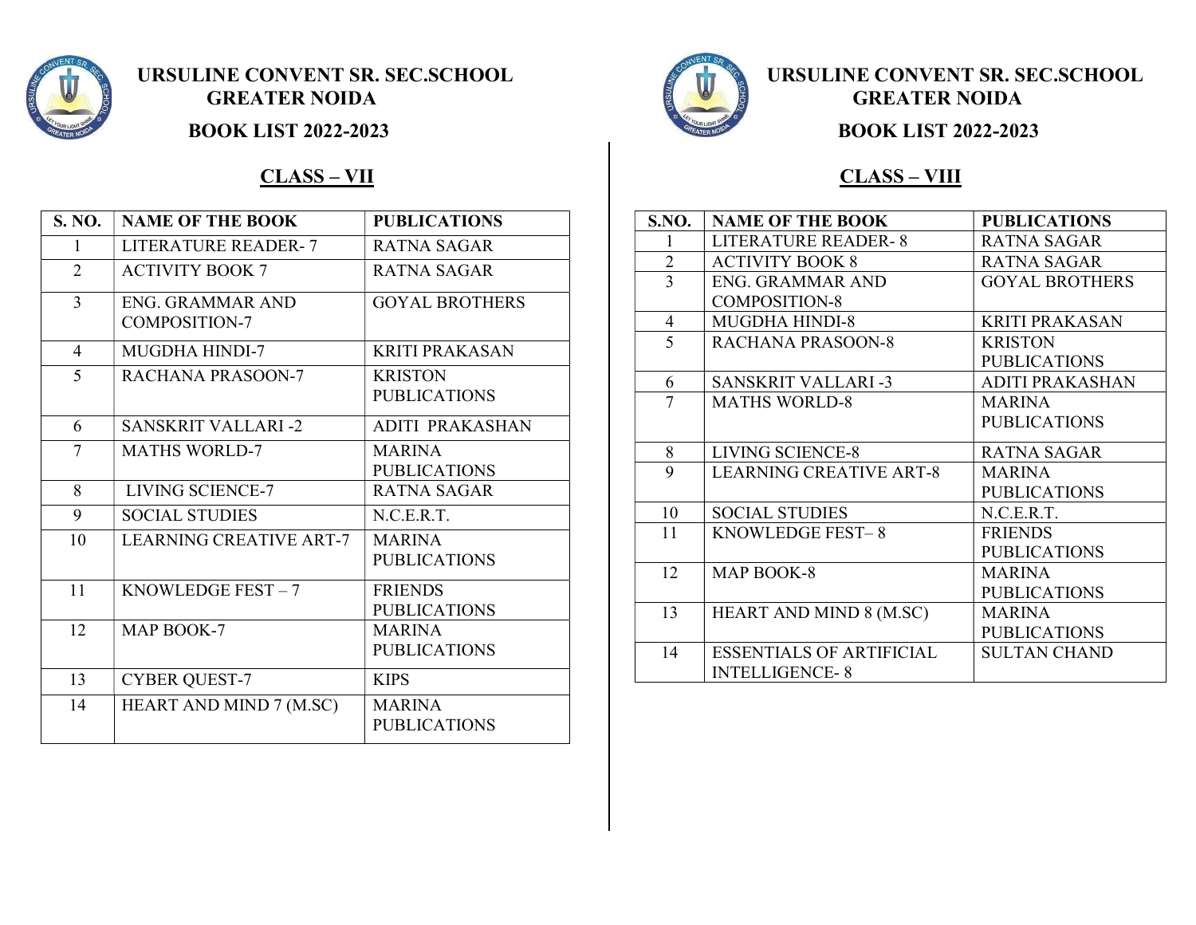# URSULINE CONVENT SR. SEC.SCHOOL
## GREATER NOIDA

### BOOK LIST 2022-2023

### CLASS – VII

| S. NO. | NAME OF THE BOOK | PUBLICATIONS |
|---|---|---|
| 1 | LITERATURE READER- 7 | RATNA SAGAR |
| 2 | ACTIVITY BOOK 7 | RATNA SAGAR |
| 3 | ENG. GRAMMAR AND COMPOSITION-7 | GOYAL BROTHERS |
| 4 | MUGDHA HINDI-7 | KRITI PRAKASAN |
| 5 | RACHANA PRASOON-7 | KRISTON PUBLICATIONS |
| 6 | SANSKRIT VALLARI -2 | ADITI PRAKASHAN |
| 7 | MATHS WORLD-7 | MARINA PUBLICATIONS |
| 8 | LIVING SCIENCE-7 | RATNA SAGAR |
| 9 | SOCIAL STUDIES | N.C.E.R.T. |
| 10 | LEARNING CREATIVE ART-7 | MARINA PUBLICATIONS |
| 11 | KNOWLEDGE FEST – 7 | FRIENDS PUBLICATIONS |
| 12 | MAP BOOK-7 | MARINA PUBLICATIONS |
| 13 | CYBER QUEST-7 | KIPS |
| 14 | HEART AND MIND 7 (M.SC) | MARINA PUBLICATIONS |

# URSULINE CONVENT SR. SEC.SCHOOL
## GREATER NOIDA

### BOOK LIST 2022-2023

### CLASS – VIII

| S.NO. | NAME OF THE BOOK | PUBLICATIONS |
|---|---|---|
| 1 | LITERATURE READER- 8 | RATNA SAGAR |
| 2 | ACTIVITY BOOK 8 | RATNA SAGAR |
| 3 | ENG. GRAMMAR AND COMPOSITION-8 | GOYAL BROTHERS |
| 4 | MUGDHA HINDI-8 | KRITI PRAKASAN |
| 5 | RACHANA PRASOON-8 | KRISTON PUBLICATIONS |
| 6 | SANSKRIT VALLARI -3 | ADITI PRAKASHAN |
| 7 | MATHS WORLD-8 | MARINA PUBLICATIONS |
| 8 | LIVING SCIENCE-8 | RATNA SAGAR |
| 9 | LEARNING CREATIVE ART-8 | MARINA PUBLICATIONS |
| 10 | SOCIAL STUDIES | N.C.E.R.T. |
| 11 | KNOWLEDGE FEST– 8 | FRIENDS PUBLICATIONS |
| 12 | MAP BOOK-8 | MARINA PUBLICATIONS |
| 13 | HEART AND MIND 8 (M.SC) | MARINA PUBLICATIONS |
| 14 | ESSENTIALS OF ARTIFICIAL INTELLIGENCE- 8 | SULTAN CHAND |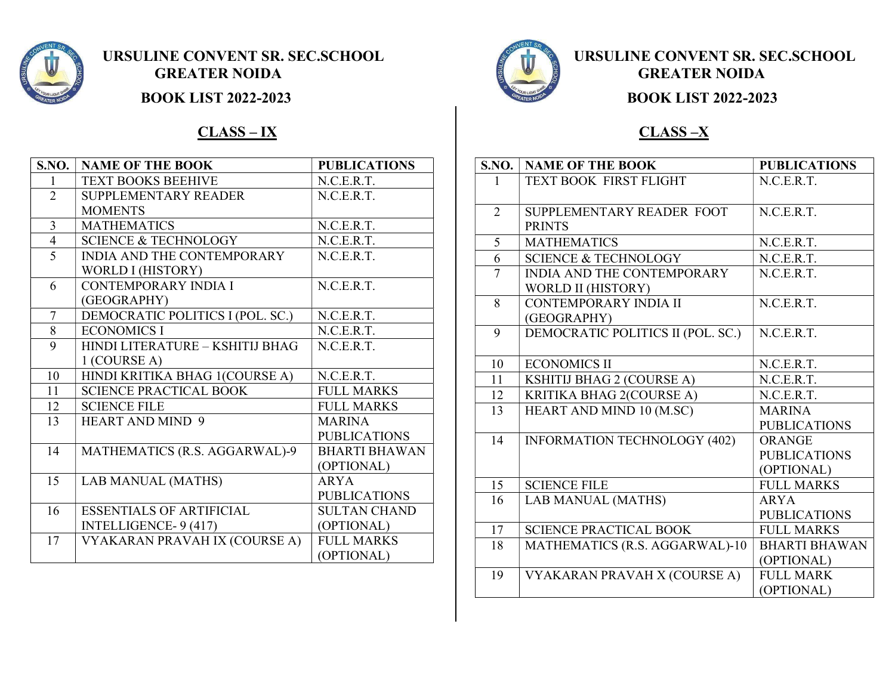# URSULINE CONVENT SR. SEC.SCHOOL
## GREATER NOIDA

### BOOK LIST 2022-2023

### CLASS – IX

| S.NO. | NAME OF THE BOOK | PUBLICATIONS |
|---|---|---|
| 1 | TEXT BOOKS BEEHIVE | N.C.E.R.T. |
| 2 | SUPPLEMENTARY READER MOMENTS | N.C.E.R.T. |
| 3 | MATHEMATICS | N.C.E.R.T. |
| 4 | SCIENCE & TECHNOLOGY | N.C.E.R.T. |
| 5 | INDIA AND THE CONTEMPORARY WORLD I (HISTORY) | N.C.E.R.T. |
| 6 | CONTEMPORARY INDIA I (GEOGRAPHY) | N.C.E.R.T. |
| 7 | DEMOCRATIC POLITICS I (POL. SC.) | N.C.E.R.T. |
| 8 | ECONOMICS I | N.C.E.R.T. |
| 9 | HINDI LITERATURE – KSHITIJ BHAG 1 (COURSE A) | N.C.E.R.T. |
| 10 | HINDI KRITIKA BHAG 1(COURSE A) | N.C.E.R.T. |
| 11 | SCIENCE PRACTICAL BOOK | FULL MARKS |
| 12 | SCIENCE FILE | FULL MARKS |
| 13 | HEART AND MIND 9 | MARINA PUBLICATIONS |
| 14 | MATHEMATICS (R.S. AGGARWAL)-9 | BHARTI BHAWAN (OPTIONAL) |
| 15 | LAB MANUAL (MATHS) | ARYA PUBLICATIONS |
| 16 | ESSENTIALS OF ARTIFICIAL INTELLIGENCE- 9 (417) | SULTAN CHAND (OPTIONAL) |
| 17 | VYAKARAN PRAVAH IX (COURSE A) | FULL MARKS (OPTIONAL) |

# URSULINE CONVENT SR. SEC.SCHOOL
## GREATER NOIDA

### BOOK LIST 2022-2023

### CLASS –X

| S.NO. | NAME OF THE BOOK | PUBLICATIONS |
|---|---|---|
| 1 | TEXT BOOK FIRST FLIGHT | N.C.E.R.T. |
| 2 | SUPPLEMENTARY READER FOOT PRINTS | N.C.E.R.T. |
| 5 | MATHEMATICS | N.C.E.R.T. |
| 6 | SCIENCE & TECHNOLOGY | N.C.E.R.T. |
| 7 | INDIA AND THE CONTEMPORARY WORLD II (HISTORY) | N.C.E.R.T. |
| 8 | CONTEMPORARY INDIA II (GEOGRAPHY) | N.C.E.R.T. |
| 9 | DEMOCRATIC POLITICS II (POL. SC.) | N.C.E.R.T. |
| 10 | ECONOMICS II | N.C.E.R.T. |
| 11 | KSHITIJ BHAG 2 (COURSE A) | N.C.E.R.T. |
| 12 | KRITIKA BHAG 2(COURSE A) | N.C.E.R.T. |
| 13 | HEART AND MIND 10 (M.SC) | MARINA PUBLICATIONS |
| 14 | INFORMATION TECHNOLOGY (402) | ORANGE PUBLICATIONS (OPTIONAL) |
| 15 | SCIENCE FILE | FULL MARKS |
| 16 | LAB MANUAL (MATHS) | ARYA PUBLICATIONS |
| 17 | SCIENCE PRACTICAL BOOK | FULL MARKS |
| 18 | MATHEMATICS (R.S. AGGARWAL)-10 | BHARTI BHAWAN (OPTIONAL) |
| 19 | VYAKARAN PRAVAH X (COURSE A) | FULL MARK (OPTIONAL) |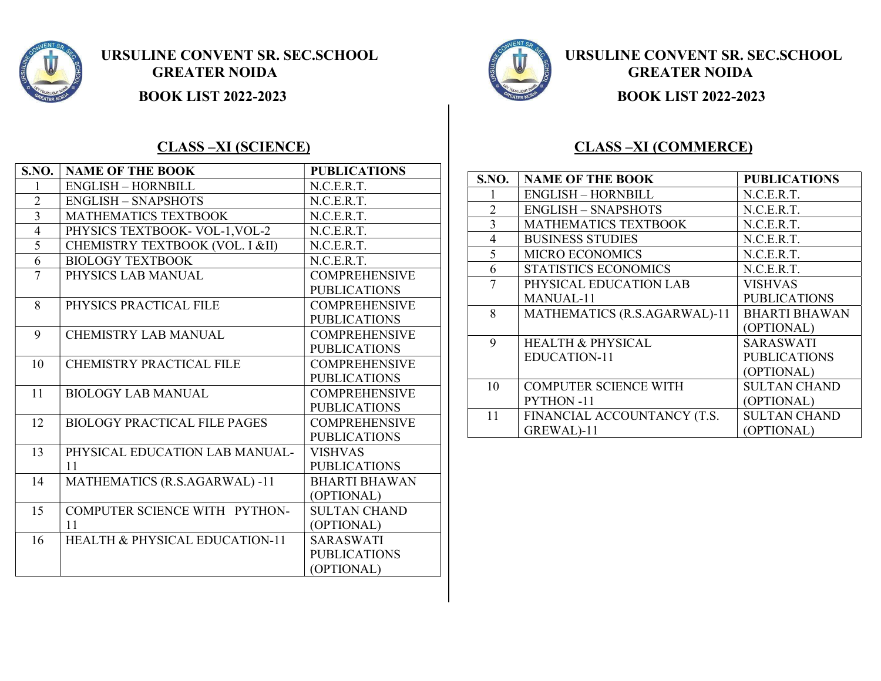# URSULINE CONVENT SR. SEC.SCHOOL
## GREATER NOIDA

### BOOK LIST 2022-2023

### CLASS –XI (SCIENCE)

| S.NO. | NAME OF THE BOOK | PUBLICATIONS |
|---|---|---|
| 1 | ENGLISH – HORNBILL | N.C.E.R.T. |
| 2 | ENGLISH – SNAPSHOTS | N.C.E.R.T. |
| 3 | MATHEMATICS TEXTBOOK | N.C.E.R.T. |
| 4 | PHYSICS TEXTBOOK- VOL-1,VOL-2 | N.C.E.R.T. |
| 5 | CHEMISTRY TEXTBOOK (VOL. I &II) | N.C.E.R.T. |
| 6 | BIOLOGY TEXTBOOK | N.C.E.R.T. |
| 7 | PHYSICS LAB MANUAL | COMPREHENSIVE PUBLICATIONS |
| 8 | PHYSICS PRACTICAL FILE | COMPREHENSIVE PUBLICATIONS |
| 9 | CHEMISTRY LAB MANUAL | COMPREHENSIVE PUBLICATIONS |
| 10 | CHEMISTRY PRACTICAL FILE | COMPREHENSIVE PUBLICATIONS |
| 11 | BIOLOGY LAB MANUAL | COMPREHENSIVE PUBLICATIONS |
| 12 | BIOLOGY PRACTICAL FILE PAGES | COMPREHENSIVE PUBLICATIONS |
| 13 | PHYSICAL EDUCATION LAB MANUAL-11 | VISHVAS PUBLICATIONS |
| 14 | MATHEMATICS (R.S.AGARWAL) -11 | BHARTI BHAWAN (OPTIONAL) |
| 15 | COMPUTER SCIENCE WITH PYTHON-11 | SULTAN CHAND (OPTIONAL) |
| 16 | HEALTH & PHYSICAL EDUCATION-11 | SARASWATI PUBLICATIONS (OPTIONAL) |

# URSULINE CONVENT SR. SEC.SCHOOL
## GREATER NOIDA

### BOOK LIST 2022-2023

### CLASS –XI (COMMERCE)

| S.NO. | NAME OF THE BOOK | PUBLICATIONS |
|---|---|---|
| 1 | ENGLISH – HORNBILL | N.C.E.R.T. |
| 2 | ENGLISH – SNAPSHOTS | N.C.E.R.T. |
| 3 | MATHEMATICS TEXTBOOK | N.C.E.R.T. |
| 4 | BUSINESS STUDIES | N.C.E.R.T. |
| 5 | MICRO ECONOMICS | N.C.E.R.T. |
| 6 | STATISTICS ECONOMICS | N.C.E.R.T. |
| 7 | PHYSICAL EDUCATION LAB MANUAL-11 | VISHVAS PUBLICATIONS |
| 8 | MATHEMATICS (R.S.AGARWAL)-11 | BHARTI BHAWAN (OPTIONAL) |
| 9 | HEALTH & PHYSICAL EDUCATION-11 | SARASWATI PUBLICATIONS (OPTIONAL) |
| 10 | COMPUTER SCIENCE WITH PYTHON -11 | SULTAN CHAND (OPTIONAL) |
| 11 | FINANCIAL ACCOUNTANCY (T.S. GREWAL)-11 | SULTAN CHAND (OPTIONAL) |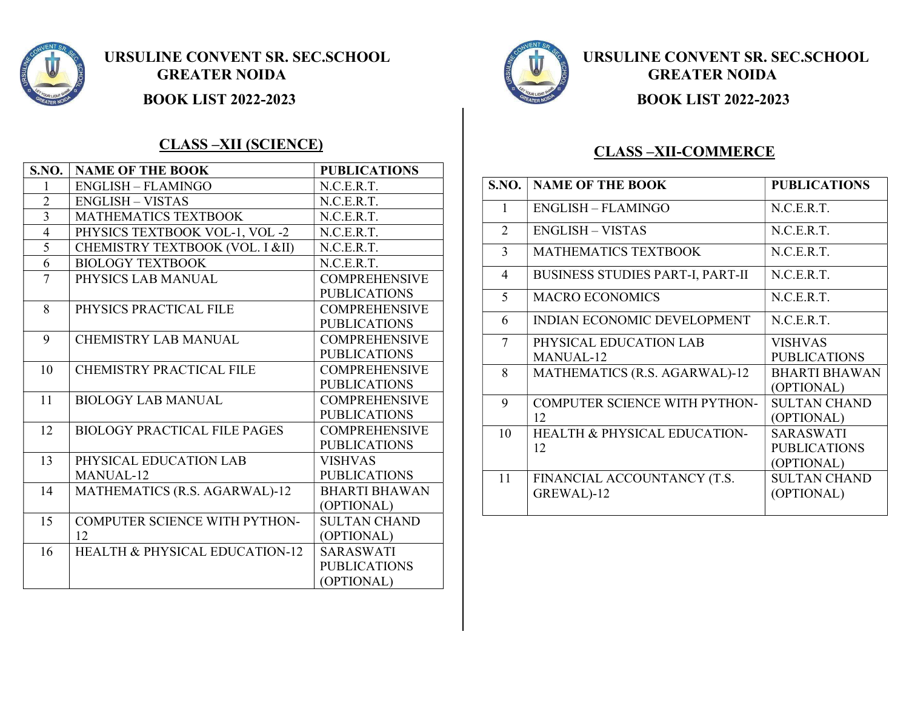# URSULINE CONVENT SR. SEC.SCHOOL
## GREATER NOIDA
### BOOK LIST 2022-2023

## CLASS –XII (SCIENCE)

| S.NO. | NAME OF THE BOOK | PUBLICATIONS |
|---|---|---|
| 1 | ENGLISH – FLAMINGO | N.C.E.R.T. |
| 2 | ENGLISH – VISTAS | N.C.E.R.T. |
| 3 | MATHEMATICS TEXTBOOK | N.C.E.R.T. |
| 4 | PHYSICS TEXTBOOK VOL-1, VOL -2 | N.C.E.R.T. |
| 5 | CHEMISTRY TEXTBOOK (VOL. I &II) | N.C.E.R.T. |
| 6 | BIOLOGY TEXTBOOK | N.C.E.R.T. |
| 7 | PHYSICS LAB MANUAL | COMPREHENSIVE PUBLICATIONS |
| 8 | PHYSICS PRACTICAL FILE | COMPREHENSIVE PUBLICATIONS |
| 9 | CHEMISTRY LAB MANUAL | COMPREHENSIVE PUBLICATIONS |
| 10 | CHEMISTRY PRACTICAL FILE | COMPREHENSIVE PUBLICATIONS |
| 11 | BIOLOGY LAB MANUAL | COMPREHENSIVE PUBLICATIONS |
| 12 | BIOLOGY PRACTICAL FILE PAGES | COMPREHENSIVE PUBLICATIONS |
| 13 | PHYSICAL EDUCATION LAB MANUAL-12 | VISHVAS PUBLICATIONS |
| 14 | MATHEMATICS (R.S. AGARWAL)-12 | BHARTI BHAWAN (OPTIONAL) |
| 15 | COMPUTER SCIENCE WITH PYTHON-12 | SULTAN CHAND (OPTIONAL) |
| 16 | HEALTH & PHYSICAL EDUCATION-12 | SARASWATI PUBLICATIONS (OPTIONAL) |

# URSULINE CONVENT SR. SEC.SCHOOL
## GREATER NOIDA
### BOOK LIST 2022-2023

## CLASS –XII-COMMERCE

| S.NO. | NAME OF THE BOOK | PUBLICATIONS |
|---|---|---|
| 1 | ENGLISH – FLAMINGO | N.C.E.R.T. |
| 2 | ENGLISH – VISTAS | N.C.E.R.T. |
| 3 | MATHEMATICS TEXTBOOK | N.C.E.R.T. |
| 4 | BUSINESS STUDIES PART-I, PART-II | N.C.E.R.T. |
| 5 | MACRO ECONOMICS | N.C.E.R.T. |
| 6 | INDIAN ECONOMIC DEVELOPMENT | N.C.E.R.T. |
| 7 | PHYSICAL EDUCATION LAB MANUAL-12 | VISHVAS PUBLICATIONS |
| 8 | MATHEMATICS (R.S. AGARWAL)-12 | BHARTI BHAWAN (OPTIONAL) |
| 9 | COMPUTER SCIENCE WITH PYTHON-12 | SULTAN CHAND (OPTIONAL) |
| 10 | HEALTH & PHYSICAL EDUCATION-12 | SARASWATI PUBLICATIONS (OPTIONAL) |
| 11 | FINANCIAL ACCOUNTANCY (T.S. GREWAL)-12 | SULTAN CHAND (OPTIONAL) |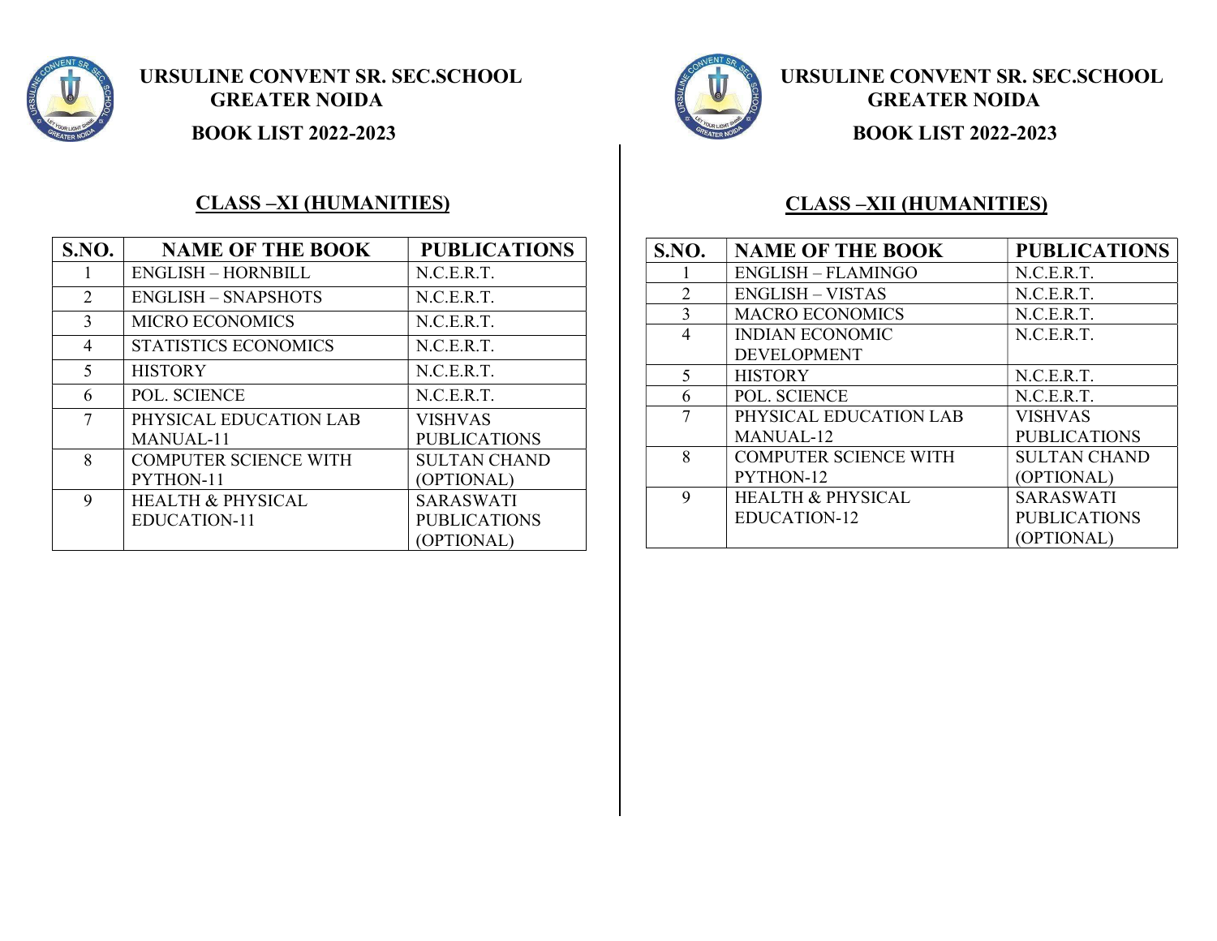# URSULINE CONVENT SR. SEC.SCHOOL
## GREATER NOIDA

### BOOK LIST 2022-2023

### CLASS –XI (HUMANITIES)

| S.NO. | NAME OF THE BOOK | PUBLICATIONS |
|---|---|---|
| 1 | ENGLISH – HORNBILL | N.C.E.R.T. |
| 2 | ENGLISH – SNAPSHOTS | N.C.E.R.T. |
| 3 | MICRO ECONOMICS | N.C.E.R.T. |
| 4 | STATISTICS ECONOMICS | N.C.E.R.T. |
| 5 | HISTORY | N.C.E.R.T. |
| 6 | POL. SCIENCE | N.C.E.R.T. |
| 7 | PHYSICAL EDUCATION LAB MANUAL-11 | VISHVAS PUBLICATIONS |
| 8 | COMPUTER SCIENCE WITH PYTHON-11 | SULTAN CHAND (OPTIONAL) |
| 9 | HEALTH & PHYSICAL EDUCATION-11 | SARASWATI PUBLICATIONS (OPTIONAL) |

# URSULINE CONVENT SR. SEC.SCHOOL
## GREATER NOIDA

### BOOK LIST 2022-2023

### CLASS –XII (HUMANITIES)

| S.NO. | NAME OF THE BOOK | PUBLICATIONS |
|---|---|---|
| 1 | ENGLISH – FLAMINGO | N.C.E.R.T. |
| 2 | ENGLISH – VISTAS | N.C.E.R.T. |
| 3 | MACRO ECONOMICS | N.C.E.R.T. |
| 4 | INDIAN ECONOMIC DEVELOPMENT | N.C.E.R.T. |
| 5 | HISTORY | N.C.E.R.T. |
| 6 | POL. SCIENCE | N.C.E.R.T. |
| 7 | PHYSICAL EDUCATION LAB MANUAL-12 | VISHVAS PUBLICATIONS |
| 8 | COMPUTER SCIENCE WITH PYTHON-12 | SULTAN CHAND (OPTIONAL) |
| 9 | HEALTH & PHYSICAL EDUCATION-12 | SARASWATI PUBLICATIONS (OPTIONAL) |